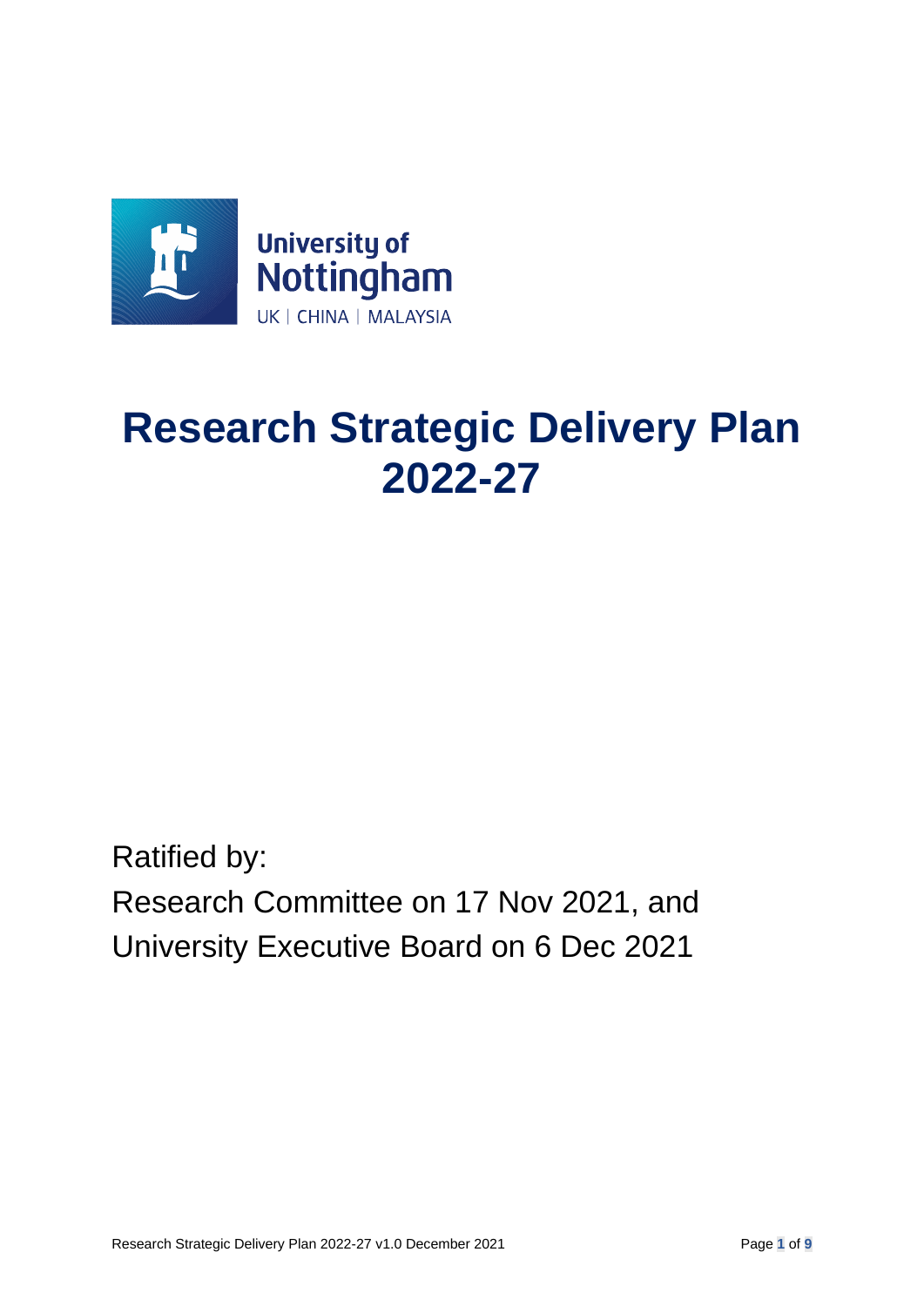University of Nottingham

UK | CHINA | MALAYSIA

# Research Strategic Delivery Plan 2022-27

Ratified by:

Research Committee on 17 Nov 2021, and

University Executive Board on 6 Dec 2021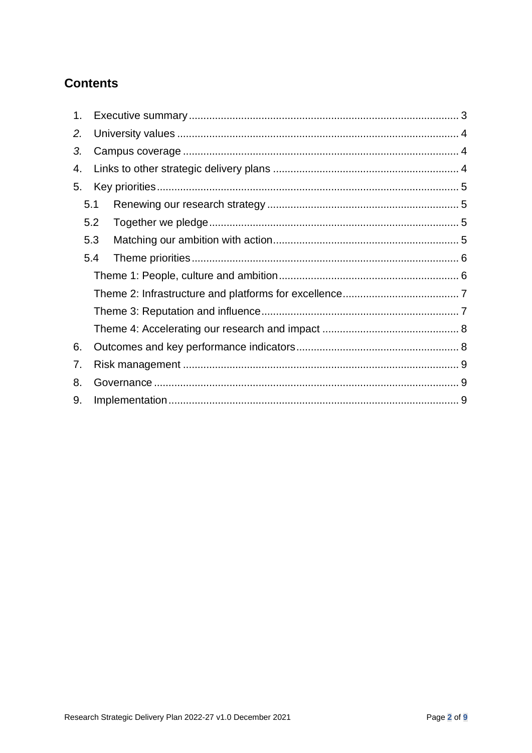## Contents

1. Executive summary ........ 3
2. University values ........ 4
3. Campus coverage ........ 4
4. Links to other strategic delivery plans ........ 4
5. Key priorities ........ 5
   - 5.1 Renewing our research strategy ........ 5
   - 5.2 Together we pledge ........ 5
   - 5.3 Matching our ambition with action ........ 5
   - 5.4 Theme priorities ........ 6
     - Theme 1: People, culture and ambition ........ 6
     - Theme 2: Infrastructure and platforms for excellence ........ 7
     - Theme 3: Reputation and influence ........ 7
     - Theme 4: Accelerating our research and impact ........ 8
6. Outcomes and key performance indicators ........ 8
7. Risk management ........ 9
8. Governance ........ 9
9. Implementation ........ 9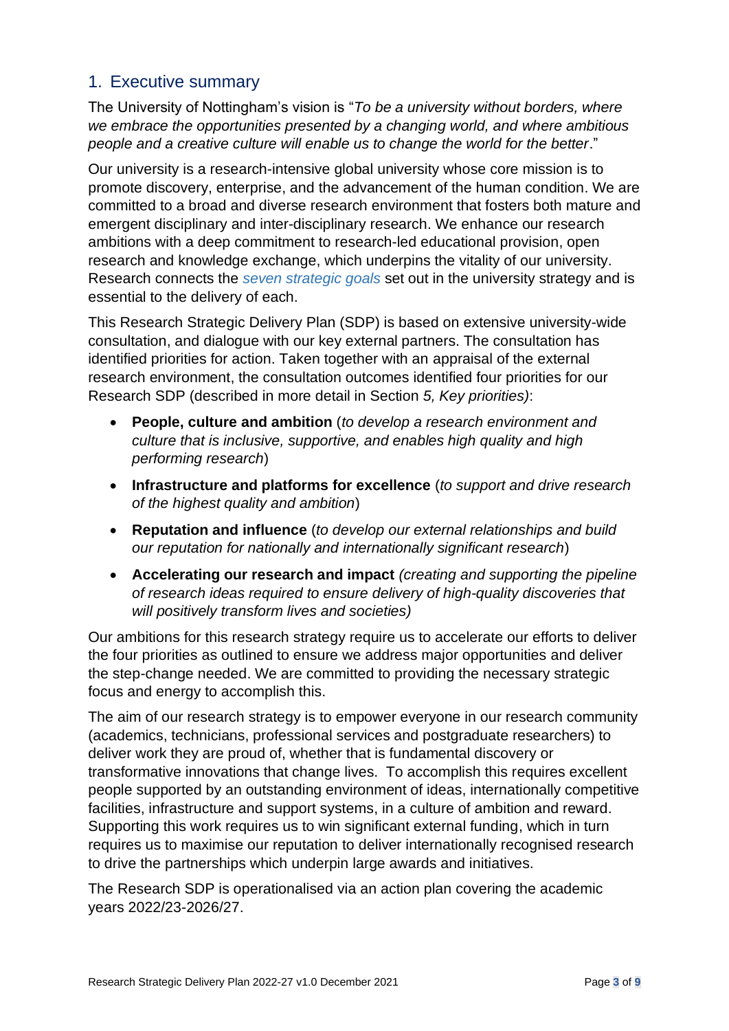## 1. Executive summary

The University of Nottingham's vision is "*To be a university without borders, where we embrace the opportunities presented by a changing world, and where ambitious people and a creative culture will enable us to change the world for the better*."

Our university is a research-intensive global university whose core mission is to promote discovery, enterprise, and the advancement of the human condition. We are committed to a broad and diverse research environment that fosters both mature and emergent disciplinary and inter-disciplinary research. We enhance our research ambitions with a deep commitment to research-led educational provision, open research and knowledge exchange, which underpins the vitality of our university. Research connects the *seven strategic goals* set out in the university strategy and is essential to the delivery of each.

This Research Strategic Delivery Plan (SDP) is based on extensive university-wide consultation, and dialogue with our key external partners. The consultation has identified priorities for action. Taken together with an appraisal of the external research environment, the consultation outcomes identified four priorities for our Research SDP (described in more detail in Section *5, Key priorities)*:

- **People, culture and ambition** (*to develop a research environment and culture that is inclusive, supportive, and enables high quality and high performing research*)
- **Infrastructure and platforms for excellence** (*to support and drive research of the highest quality and ambition*)
- **Reputation and influence** (*to develop our external relationships and build our reputation for nationally and internationally significant research*)
- **Accelerating our research and impact** *(creating and supporting the pipeline of research ideas required to ensure delivery of high-quality discoveries that will positively transform lives and societies)*

Our ambitions for this research strategy require us to accelerate our efforts to deliver the four priorities as outlined to ensure we address major opportunities and deliver the step-change needed. We are committed to providing the necessary strategic focus and energy to accomplish this.

The aim of our research strategy is to empower everyone in our research community (academics, technicians, professional services and postgraduate researchers) to deliver work they are proud of, whether that is fundamental discovery or transformative innovations that change lives. To accomplish this requires excellent people supported by an outstanding environment of ideas, internationally competitive facilities, infrastructure and support systems, in a culture of ambition and reward. Supporting this work requires us to win significant external funding, which in turn requires us to maximise our reputation to deliver internationally recognised research to drive the partnerships which underpin large awards and initiatives.

The Research SDP is operationalised via an action plan covering the academic years 2022/23-2026/27.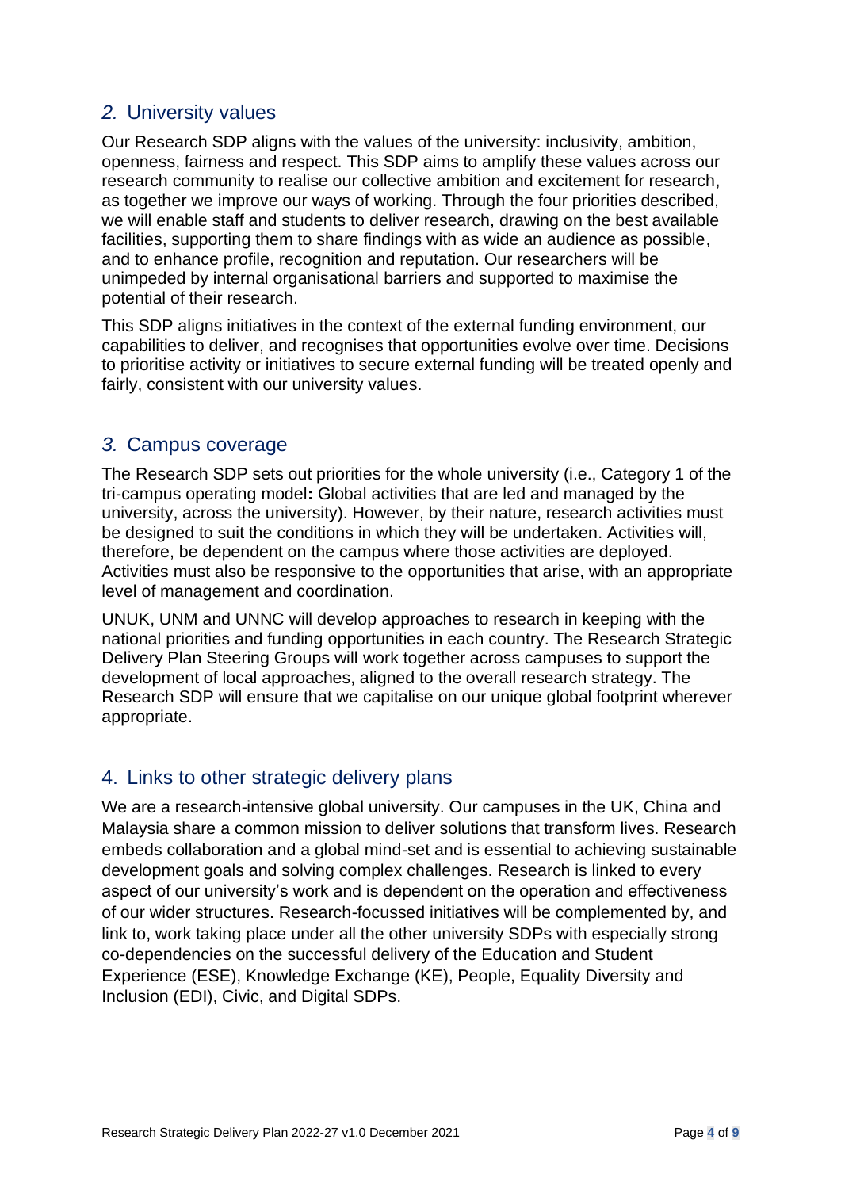## *2.* University values

Our Research SDP aligns with the values of the university: inclusivity, ambition, openness, fairness and respect. This SDP aims to amplify these values across our research community to realise our collective ambition and excitement for research, as together we improve our ways of working. Through the four priorities described, we will enable staff and students to deliver research, drawing on the best available facilities, supporting them to share findings with as wide an audience as possible, and to enhance profile, recognition and reputation. Our researchers will be unimpeded by internal organisational barriers and supported to maximise the potential of their research.

This SDP aligns initiatives in the context of the external funding environment, our capabilities to deliver, and recognises that opportunities evolve over time. Decisions to prioritise activity or initiatives to secure external funding will be treated openly and fairly, consistent with our university values.

## *3.* Campus coverage

The Research SDP sets out priorities for the whole university (i.e., Category 1 of the tri-campus operating model**:** Global activities that are led and managed by the university, across the university). However, by their nature, research activities must be designed to suit the conditions in which they will be undertaken. Activities will, therefore, be dependent on the campus where those activities are deployed. Activities must also be responsive to the opportunities that arise, with an appropriate level of management and coordination.

UNUK, UNM and UNNC will develop approaches to research in keeping with the national priorities and funding opportunities in each country. The Research Strategic Delivery Plan Steering Groups will work together across campuses to support the development of local approaches, aligned to the overall research strategy. The Research SDP will ensure that we capitalise on our unique global footprint wherever appropriate.

## 4. Links to other strategic delivery plans

We are a research-intensive global university. Our campuses in the UK, China and Malaysia share a common mission to deliver solutions that transform lives. Research embeds collaboration and a global mind-set and is essential to achieving sustainable development goals and solving complex challenges. Research is linked to every aspect of our university's work and is dependent on the operation and effectiveness of our wider structures. Research-focussed initiatives will be complemented by, and link to, work taking place under all the other university SDPs with especially strong co-dependencies on the successful delivery of the Education and Student Experience (ESE), Knowledge Exchange (KE), People, Equality Diversity and Inclusion (EDI), Civic, and Digital SDPs.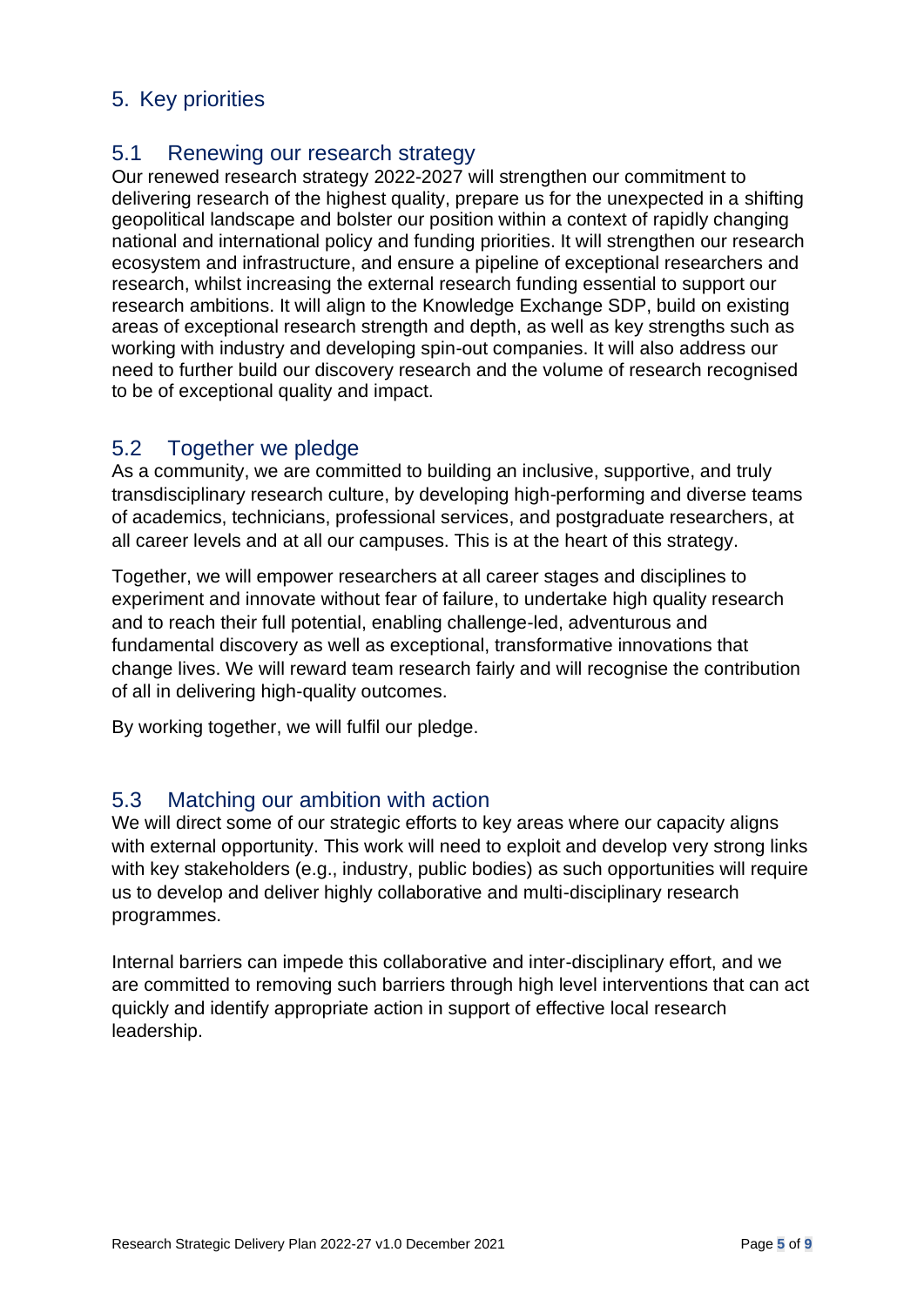## 5. Key priorities

### 5.1 Renewing our research strategy

Our renewed research strategy 2022-2027 will strengthen our commitment to delivering research of the highest quality, prepare us for the unexpected in a shifting geopolitical landscape and bolster our position within a context of rapidly changing national and international policy and funding priorities. It will strengthen our research ecosystem and infrastructure, and ensure a pipeline of exceptional researchers and research, whilst increasing the external research funding essential to support our research ambitions. It will align to the Knowledge Exchange SDP, build on existing areas of exceptional research strength and depth, as well as key strengths such as working with industry and developing spin-out companies. It will also address our need to further build our discovery research and the volume of research recognised to be of exceptional quality and impact.

### 5.2 Together we pledge

As a community, we are committed to building an inclusive, supportive, and truly transdisciplinary research culture, by developing high-performing and diverse teams of academics, technicians, professional services, and postgraduate researchers, at all career levels and at all our campuses. This is at the heart of this strategy.

Together, we will empower researchers at all career stages and disciplines to experiment and innovate without fear of failure, to undertake high quality research and to reach their full potential, enabling challenge-led, adventurous and fundamental discovery as well as exceptional, transformative innovations that change lives. We will reward team research fairly and will recognise the contribution of all in delivering high-quality outcomes.

By working together, we will fulfil our pledge.

### 5.3 Matching our ambition with action

We will direct some of our strategic efforts to key areas where our capacity aligns with external opportunity. This work will need to exploit and develop very strong links with key stakeholders (e.g., industry, public bodies) as such opportunities will require us to develop and deliver highly collaborative and multi-disciplinary research programmes.

Internal barriers can impede this collaborative and inter-disciplinary effort, and we are committed to removing such barriers through high level interventions that can act quickly and identify appropriate action in support of effective local research leadership.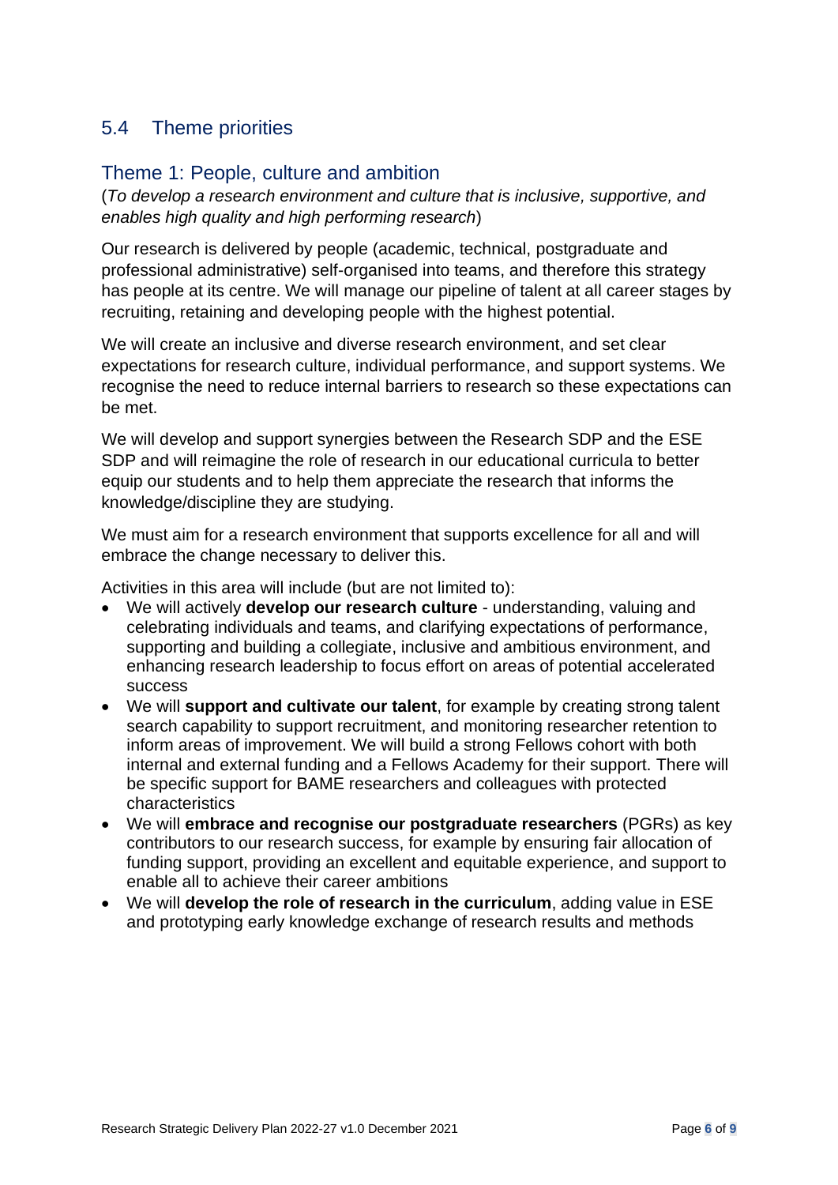## 5.4 Theme priorities

### Theme 1: People, culture and ambition

(*To develop a research environment and culture that is inclusive, supportive, and enables high quality and high performing research*)

Our research is delivered by people (academic, technical, postgraduate and professional administrative) self-organised into teams, and therefore this strategy has people at its centre. We will manage our pipeline of talent at all career stages by recruiting, retaining and developing people with the highest potential.

We will create an inclusive and diverse research environment, and set clear expectations for research culture, individual performance, and support systems. We recognise the need to reduce internal barriers to research so these expectations can be met.

We will develop and support synergies between the Research SDP and the ESE SDP and will reimagine the role of research in our educational curricula to better equip our students and to help them appreciate the research that informs the knowledge/discipline they are studying.

We must aim for a research environment that supports excellence for all and will embrace the change necessary to deliver this.

Activities in this area will include (but are not limited to):

- We will actively **develop our research culture** - understanding, valuing and celebrating individuals and teams, and clarifying expectations of performance, supporting and building a collegiate, inclusive and ambitious environment, and enhancing research leadership to focus effort on areas of potential accelerated success
- We will **support and cultivate our talent**, for example by creating strong talent search capability to support recruitment, and monitoring researcher retention to inform areas of improvement. We will build a strong Fellows cohort with both internal and external funding and a Fellows Academy for their support. There will be specific support for BAME researchers and colleagues with protected characteristics
- We will **embrace and recognise our postgraduate researchers** (PGRs) as key contributors to our research success, for example by ensuring fair allocation of funding support, providing an excellent and equitable experience, and support to enable all to achieve their career ambitions
- We will **develop the role of research in the curriculum**, adding value in ESE and prototyping early knowledge exchange of research results and methods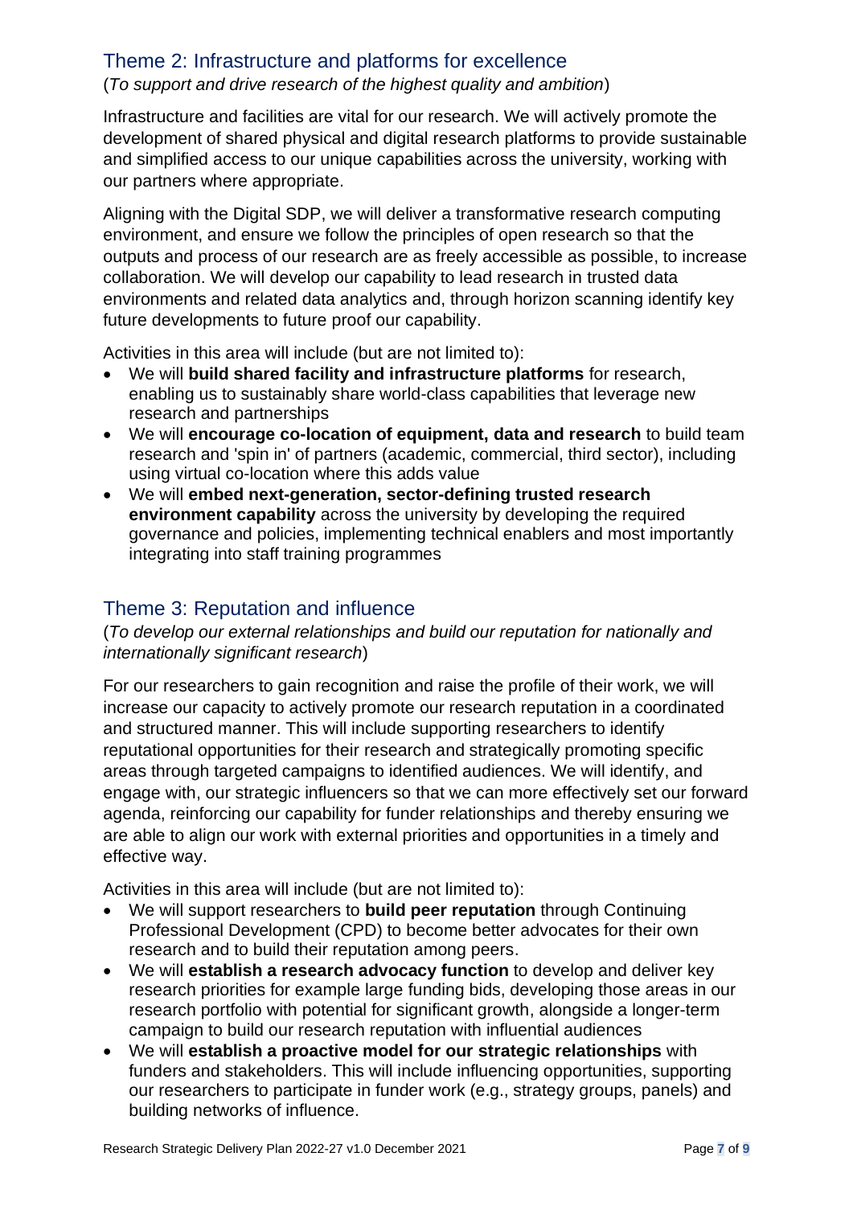## Theme 2: Infrastructure and platforms for excellence

(*To support and drive research of the highest quality and ambition*)

Infrastructure and facilities are vital for our research. We will actively promote the development of shared physical and digital research platforms to provide sustainable and simplified access to our unique capabilities across the university, working with our partners where appropriate.

Aligning with the Digital SDP, we will deliver a transformative research computing environment, and ensure we follow the principles of open research so that the outputs and process of our research are as freely accessible as possible, to increase collaboration. We will develop our capability to lead research in trusted data environments and related data analytics and, through horizon scanning identify key future developments to future proof our capability.

Activities in this area will include (but are not limited to):

- We will **build shared facility and infrastructure platforms** for research, enabling us to sustainably share world-class capabilities that leverage new research and partnerships
- We will **encourage co-location of equipment, data and research** to build team research and 'spin in' of partners (academic, commercial, third sector), including using virtual co-location where this adds value
- We will **embed next-generation, sector-defining trusted research environment capability** across the university by developing the required governance and policies, implementing technical enablers and most importantly integrating into staff training programmes

## Theme 3: Reputation and influence

(*To develop our external relationships and build our reputation for nationally and internationally significant research*)

For our researchers to gain recognition and raise the profile of their work, we will increase our capacity to actively promote our research reputation in a coordinated and structured manner. This will include supporting researchers to identify reputational opportunities for their research and strategically promoting specific areas through targeted campaigns to identified audiences. We will identify, and engage with, our strategic influencers so that we can more effectively set our forward agenda, reinforcing our capability for funder relationships and thereby ensuring we are able to align our work with external priorities and opportunities in a timely and effective way.

Activities in this area will include (but are not limited to):

- We will support researchers to **build peer reputation** through Continuing Professional Development (CPD) to become better advocates for their own research and to build their reputation among peers.
- We will **establish a research advocacy function** to develop and deliver key research priorities for example large funding bids, developing those areas in our research portfolio with potential for significant growth, alongside a longer-term campaign to build our research reputation with influential audiences
- We will **establish a proactive model for our strategic relationships** with funders and stakeholders. This will include influencing opportunities, supporting our researchers to participate in funder work (e.g., strategy groups, panels) and building networks of influence.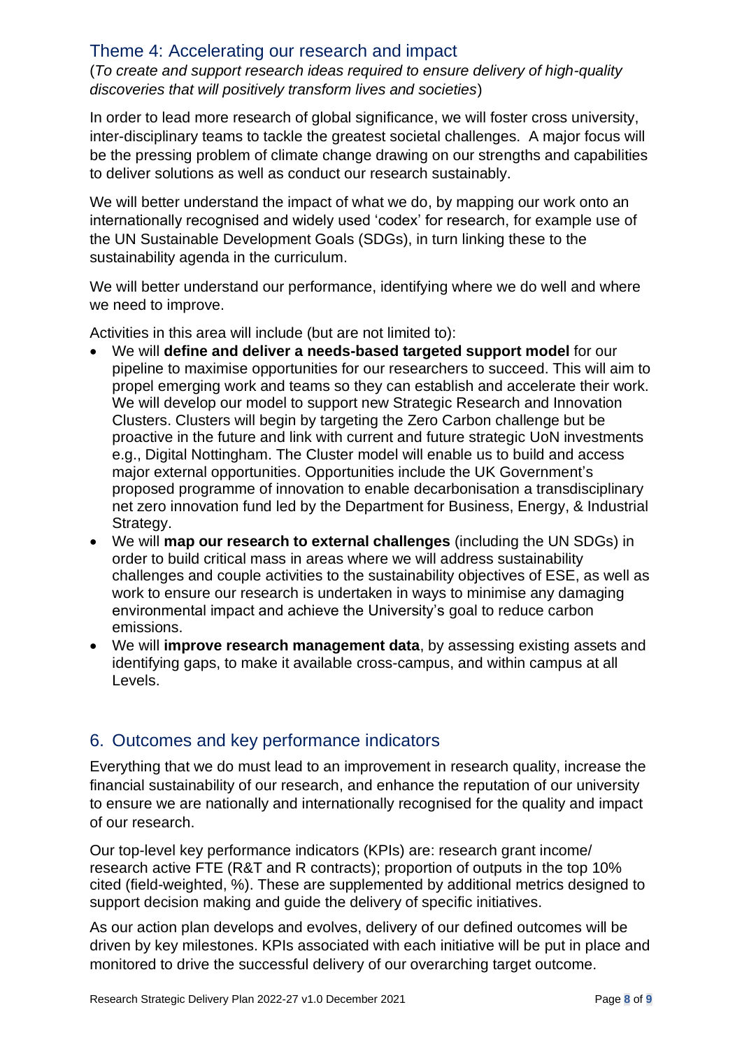## Theme 4: Accelerating our research and impact

(*To create and support research ideas required to ensure delivery of high-quality discoveries that will positively transform lives and societies*)

In order to lead more research of global significance, we will foster cross university, inter-disciplinary teams to tackle the greatest societal challenges. A major focus will be the pressing problem of climate change drawing on our strengths and capabilities to deliver solutions as well as conduct our research sustainably.

We will better understand the impact of what we do, by mapping our work onto an internationally recognised and widely used 'codex' for research, for example use of the UN Sustainable Development Goals (SDGs), in turn linking these to the sustainability agenda in the curriculum.

We will better understand our performance, identifying where we do well and where we need to improve.

Activities in this area will include (but are not limited to):

- We will **define and deliver a needs-based targeted support model** for our pipeline to maximise opportunities for our researchers to succeed. This will aim to propel emerging work and teams so they can establish and accelerate their work. We will develop our model to support new Strategic Research and Innovation Clusters. Clusters will begin by targeting the Zero Carbon challenge but be proactive in the future and link with current and future strategic UoN investments e.g., Digital Nottingham. The Cluster model will enable us to build and access major external opportunities. Opportunities include the UK Government's proposed programme of innovation to enable decarbonisation a transdisciplinary net zero innovation fund led by the Department for Business, Energy, & Industrial Strategy.
- We will **map our research to external challenges** (including the UN SDGs) in order to build critical mass in areas where we will address sustainability challenges and couple activities to the sustainability objectives of ESE, as well as work to ensure our research is undertaken in ways to minimise any damaging environmental impact and achieve the University's goal to reduce carbon emissions.
- We will **improve research management data**, by assessing existing assets and identifying gaps, to make it available cross-campus, and within campus at all Levels.

## 6. Outcomes and key performance indicators

Everything that we do must lead to an improvement in research quality, increase the financial sustainability of our research, and enhance the reputation of our university to ensure we are nationally and internationally recognised for the quality and impact of our research.

Our top-level key performance indicators (KPIs) are: research grant income/ research active FTE (R&T and R contracts); proportion of outputs in the top 10% cited (field-weighted, %). These are supplemented by additional metrics designed to support decision making and guide the delivery of specific initiatives.

As our action plan develops and evolves, delivery of our defined outcomes will be driven by key milestones. KPIs associated with each initiative will be put in place and monitored to drive the successful delivery of our overarching target outcome.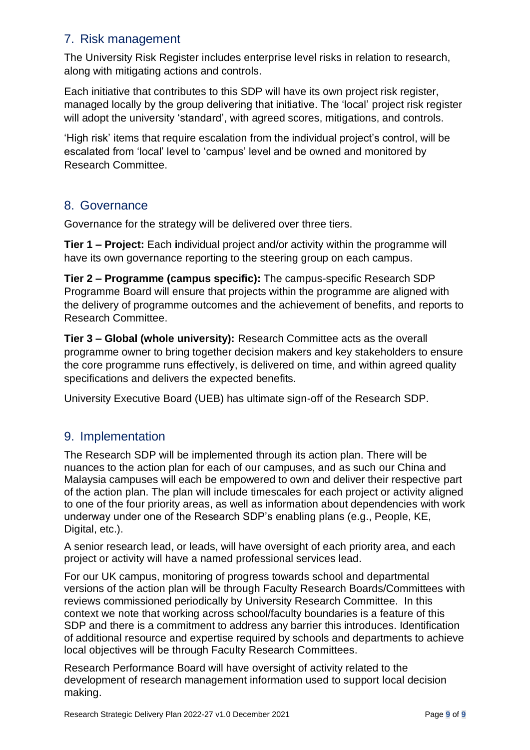## 7. Risk management

The University Risk Register includes enterprise level risks in relation to research, along with mitigating actions and controls.

Each initiative that contributes to this SDP will have its own project risk register, managed locally by the group delivering that initiative. The 'local' project risk register will adopt the university 'standard', with agreed scores, mitigations, and controls.

'High risk' items that require escalation from the individual project's control, will be escalated from 'local' level to 'campus' level and be owned and monitored by Research Committee.

## 8. Governance

Governance for the strategy will be delivered over three tiers.

**Tier 1 – Project:** Each individual project and/or activity within the programme will have its own governance reporting to the steering group on each campus.

**Tier 2 – Programme (campus specific):** The campus-specific Research SDP Programme Board will ensure that projects within the programme are aligned with the delivery of programme outcomes and the achievement of benefits, and reports to Research Committee.

**Tier 3 – Global (whole university):** Research Committee acts as the overall programme owner to bring together decision makers and key stakeholders to ensure the core programme runs effectively, is delivered on time, and within agreed quality specifications and delivers the expected benefits.

University Executive Board (UEB) has ultimate sign-off of the Research SDP.

## 9. Implementation

The Research SDP will be implemented through its action plan. There will be nuances to the action plan for each of our campuses, and as such our China and Malaysia campuses will each be empowered to own and deliver their respective part of the action plan. The plan will include timescales for each project or activity aligned to one of the four priority areas, as well as information about dependencies with work underway under one of the Research SDP's enabling plans (e.g., People, KE, Digital, etc.).

A senior research lead, or leads, will have oversight of each priority area, and each project or activity will have a named professional services lead.

For our UK campus, monitoring of progress towards school and departmental versions of the action plan will be through Faculty Research Boards/Committees with reviews commissioned periodically by University Research Committee. In this context we note that working across school/faculty boundaries is a feature of this SDP and there is a commitment to address any barrier this introduces. Identification of additional resource and expertise required by schools and departments to achieve local objectives will be through Faculty Research Committees.

Research Performance Board will have oversight of activity related to the development of research management information used to support local decision making.